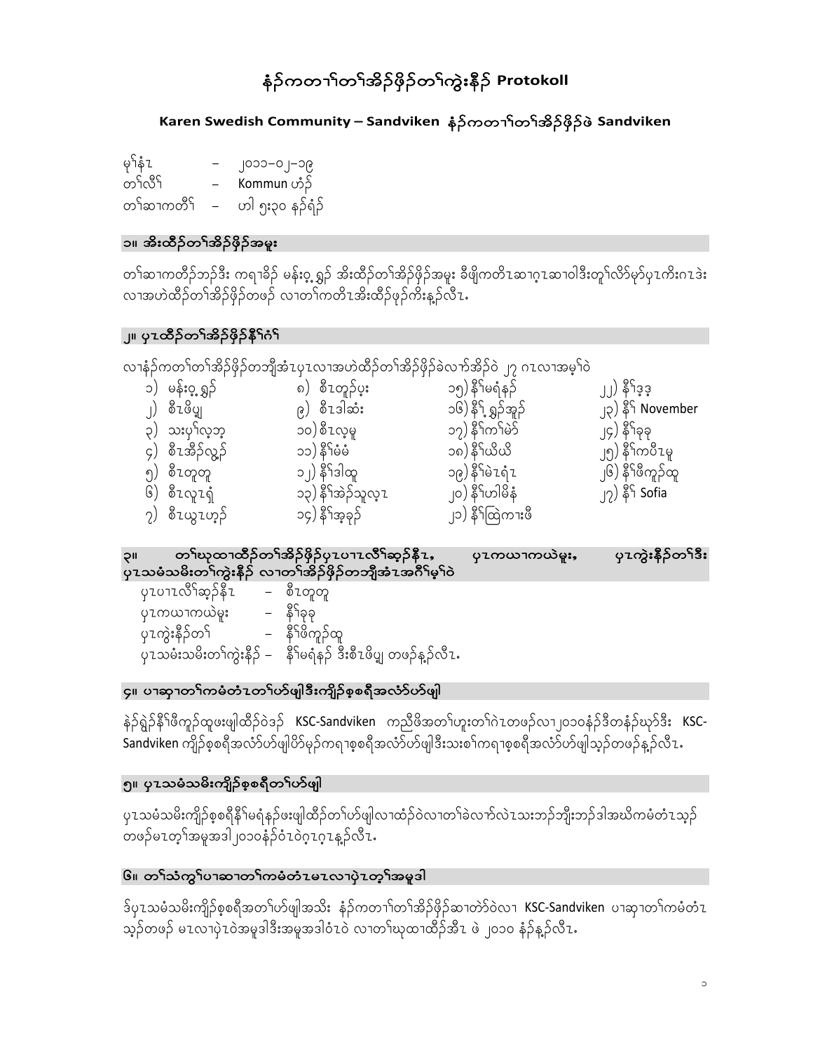# နံၣ်ကတၢၢ်တၢ်အိၣ်ဖိုၣ်တၢ်ကွဲးနီၣ် Protokoll

## Karen Swedish Community – Sandviken  နံၣ်ကတၢၢ်တၢ်အိၣ်ဖိုၣ်ဖဲ Sandviken

မုၢ်နံၤ – ၂၀၁၁–၀၂–၁၉
တၢ်လီၢ် – Kommun ဟံၣ်
တၢ်ဆၢကတီၢ် – ဟါ ၅း၃၀ နၣ်ရံၣ်

### ၁။ အိးထိၣ်တၢ်အိၣ်ဖိုၣ်အမူး

တၢ်ဆၢကတီၢ်ဘၣ်ဒီး ကရၢခိၣ် မန်းဝ့ႇရှၣ် အိးထိၣ်တၢ်အိၣ်ဖိုၣ်အမူး ခီဖျိကတိၤဆၢဂ့ၤဆၢဝါဒီးတူၢ်လိာ်မုာ်ပုၤကိးဂၤဒဲး လၢအဟဲထီၣ်တၢ်အိၣ်ဖိုၣ်တဖၣ် လၢတၢ်ကတိၤအိးထိၣ်ဖုၣ်ကိးနှၣ်လီၤ.

### ၂။ ပုၤထိၣ်တၢ်အိၣ်ဖိုၣ်နီၢ်ဂံၢ်

လၢနံၣ်ကတၢ်တၢ်အိၣ်ဖိုၣ်တဘျီအံၤပုၤလၢအဟဲထိၣ်တၢ်အိၣ်ဖိုၣ်ခဲလၢာ်အိၣ်ဝဲ ၂၇ ဂၤလၢအမ့ၢ်ဝဲ

၁) မန်းဝ့ႇရှၣ်
၂) စီၤဖိပျ
၃) သးပှၢ်လ့ဘ့
၄) စီၤအိၣ်လ္ၤၣ်
၅) စီၤတူတူ
၆) စီၤလူၤရံ
၇) စီၤယွၤဟ့ၣ်
၈) စီၤတူၣ်ပုး
၉) စီၤဒါဆံး
၁၀) စီၤလ့မူ
၁၁) နီၢ်မံမံ
၁၂) နီၢ်ဒါထူ
၁၃) နီၢ်အဲၣ်သူလ့ၤ
၁၄) နီၢ်အ့ခုၣ်
၁၅) နီၢ်မရံနၣ်
၁၆) နီၢ်ႇရှၣ်အူၣ်
၁၇) နီၢ်ကၢ်မဲာ်
၁၈) နီၢ်ယိယိ
၁၉) နီၢ်မဲၤရံၤ
၂၀) နီၢ်ဟါမိနံ
၂၁) နီၢ်ထြကၢးဖီ
၂၂) နီၢ်ဒ့ဒ့
၂၃) နီၢ် November
၂၄) နီၢ်ခုခု
၂၅) နီၢ်ကပီၤမူ
၂၆) နီၢ်ဖီကူၣ်ထူ
၂၇) နီၢ် Sofia

### ၃။ တၢ်ဃုထၢထိၣ်တၢ်အိၣ်ဖိုၣ်ပှၤပၢၤလီၢ်ဆ့ၣ်နီၤ, ပှၤကယၢကယဲမူး, ပှၤကွဲးနီၣ်တၢ်ဒီး ပှၤသမံသမိးတၢ်ကွဲးနီၣ် လၢတၢ်အိၣ်ဖိုၣ်တဘျီအံၤအဂီၢ်မ့ၢ်ဝဲ

ပှၤပၢၤလီၢ်ဆ့ၣ်နီၤ – စီၤတူတူ
ပှၤကယၢကယဲမူး – နီၢ်ခုခု
ပှၤကွဲးနီၣ်တၢ် – နီၢ်ဖီကူၣ်ထူ
ပှၤသမံးသမိးတၢ်ကွဲးနီၣ် – နီၢ်မရံနၣ် ဒီးစီၤဖိပျ တဖၣ်နှၣ်လီၤ.

### ၄။ ပၢဆှၢတၢ်ကမံတံၤတၢ်ဟ်ဖျါဒီးကျိၣ်စ့စရီအလံာ်ဟ်ဖျါ

နဲၣ်ရှဲၣ်နီၢ်ဖီကူၣ်ထူဖးဖျါထိၣ်ဝဲဒၣ် KSC-Sandviken ကညီဖိအတၢ်ဟူးတၢ်ဂဲၤတဖၣ်လၢ၂၀၁၀နံၣ်ဒီတနံၣ်ဃုာ်ဒီး KSC-Sandviken ကျိၣ်စ့စရီအလံာ်ဟ်ဖျါပိာ်မုၣ်ကရၢစ့စရီအလံာ်ဟ်ဖျါဒီးသးစၢ်ကရၢစ့စရီအလံာ်ဟ်ဖျါသ့ၣ်တဖၣ်နှၣ်လီၤ.

### ၅။ ပှၤသမံသမိးကျိၣ်စ့စရီတၢ်ဟ်ဖျါ

ပှၤသမံသမိးကျိၣ်စ့စရီနီၢ်မရံနၣ်ဖးဖျါထိၣ်တၢ်ဟ်ဖျါလၢထံၣ်ဝဲလၢတၢ်ခဲလၢာ်လဲၤသးဘၣ်ဘျီးဘၣ်ဒါအဃိကမံတံၤသ့ၣ်တဖၣ်မၤတ့ၢ်အမူအဒါ၂၀၁၀နံၣ်ဝံၤဝဲဂ့ၤဂ့ၤနှၣ်လီၤ.

### ၆။ တၢ်သံကွၢ်ပၢဆှၢတၢ်ကမံတံၤမၤလၢပှဲၤတ့ၢ်အမူဒါ

ဒ်ပှၤသမံသမိးကျိၣ်စ့စရီအတၢ်ဟ်ဖျါအသိး နံၣ်ကတၢၢ်တၢ်အိၣ်ဖိုၣ်ဆၢတဲာ်ဝဲလၢ KSC-Sandviken ပၢဆှၢတၢ်ကမံတံၤသ့ၣ်တဖၣ် မၤလၢပှဲၤဝဲအမူဒါဒီးအမူအဒါဝံၤဝဲ လၢတၢ်ဃုထၢထိၣ်အီၤ ဖဲ ၂၀၁၀ နံၣ်နှၣ်လီၤ.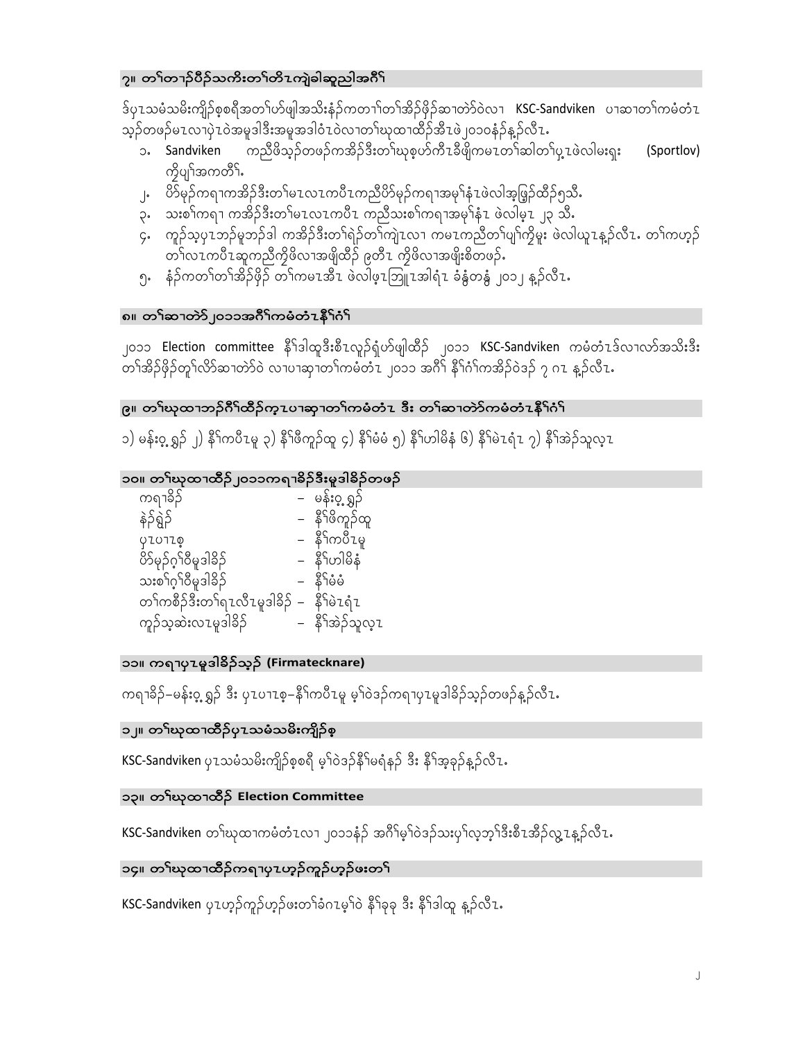## ၇။ တၢ်တၢ်ပီၣ်သကိးတၢ်တိၤကျဲခါဆူညါအဂီၢ်

ဒ်ပုၤသမံသမိးကျိၣ်စ့စရီအတၢ်ဟ်ဖျါအသိးန့ၣ်ကတၢၢ်တၢ်အိၣ်ဖှိၣ်ဆၢတဲာ်ဝဲလၢ KSC-Sandviken ပၢဆၢတၢ်ကမံတံၤ သ့ၣ်တဖၣ်မၤလၢပှဲၤဝဲအမူဒါဒီးအမူအဒါဝံၤဝဲလၢတၢ်ဃုထၢထိၣ်အီၤဖဲ၂၀၁၀နံၣ်န့ၣ်လီၤ.

1. Sandviken ကညီဖိသ့ၣ်တဖၣ်ကအိၣ်ဒီးတၢ်ဃုစ့ဟ်ကီၤခီဖျိကမၤတၢ်ဆါတၢ်ပှ့ၤဖဲလါမးရှး (Sportlov) ကိုပျ့ၢ်အကတိၢ်.
2. ပိာ်မုၣ်ကရၢကအိၣ်ဒီးတၢ်မၤလၤကပီၤကညီပိာ်မုၣ်ကရၢအမုၢ်နံၤဖဲလါအ့ဖြ့ၣ်ထိၣ်၅သီ.
3. သးစၢ်ကရၢ ကအိၣ်ဒီးတၢ်မၤလၤကပီၤ ကညီသးစၢ်ကရၢအမုၢ်နံၤ ဖဲလါမ့ၤ ၂၃ သီ.
4. ကူၣ်သ့ပှၤဘၣ်မူဘၣ်ဒါ ကအိၣ်ဒီးတၢ်ရဲၣ်တၢ်ကျဲၤလၢ ကမၤကညီတၢ်ပျၢ်ကို်မုး ဖဲလါယူၤန့ၣ်လီၤ. တၢ်ကဟ့ၣ်တၢ်လၤကပီၤဆူကညီကိုဖိလၢအဖျိထိၣ် ဖ့တီၤ ကိုဖိလၢအဖျိးစိတဖၣ်.
5. နံၣ်ကတၢ်တၢ်အိၣ်ဖှိၣ် တၢ်ကမၤအီၤ ဖဲလါဖ့ၤဘြူၤအါရံၤ ခံနွံတနွံ ၂၀၁၂ န့ၣ်လီၤ.

## ၈။ တၢ်ဆၢတဲာ်၂၀၁၁အဂီၢ်ကမံတံၤနီၢ်ဂံၢ်

၂၀၁၁ Election committee နီၢ်ဒါထူဒီးစီၤလူၣ်ရှံပာ်ဖျါထိၣ် ၂၀၁၁ KSC-Sandviken ကမံတံၤဒ်လၢလာ်အသိးဒီး တၢ်အိၣ်ဖှိၣ်တူၢ်လိာ်ဆၢတဲာ်ဝဲ လၢပၢဆှၢတၢ်ကမံတံၤ ၂၀၁၁ အဂီၢ် နီၢ်ဂံၢ်ကအိၣ်ဝဲဒၣ် ၇ ဂၤ န့ၣ်လီၤ.

## ၉။ တၢ်ဃုထၢဘၣ်ဂီၢ်ထိၣ်က့ၤပၢဆှၢတၢ်ကမံတံၤ ဒီး တၢ်ဆၢတဲာ်ကမံတံၤနီၢ်ဂံၢ်

၁) မန်းဝ့ၤရှၣ် ၂) နီၢ်ကပီၤမူ ၃) နီၢ်ဖီကူၣ်ထူ ၄) နီၢ်မံမံ ၅) နီၢ်ဟါမိနံ ၆) နီၢ်မဲၤရံၤ ၇) နီၢ်အဲၣ်သူလ့ၤ

## ၁၀။ တၢ်ဃုထၢထိၣ်၂၀၁၁ကရၢခိၣ်ဒီးမူဒါခိၣ်တဖၣ်

| | | |
|---|---|---|
| ကရၢခိၣ် | – | မန်းဝ့ၤရှၣ် |
| နဲၣ်ရှဲၣ် | – | နီၢ်ဖီကူၣ်ထူ |
| ပှၤပၢၤစ့ | – | နီၢ်ကပီၤမူ |
| ပိာ်မုၣ်ဂ့ၢ်ဝီမူဒါခိၣ် | – | နီၢ်ဟါမိနံ |
| သးစၢ်ဂ့ၢ်ဝီမူဒါခိၣ် | – | နီၢ်မံမံ |
| တၢ်ကစိၣ်ဒီးတၢ်ရၤလီၤမူဒါခိၣ် | – | နီၢ်မဲၤရံၤ |
| ကူၣ်သ့ဆဲးလၤမူဒါခိၣ် | – | နီၢ်အဲၣ်သူလ့ၤ |

## ၁၁။ ကရၢပှၤမူဒါခိၣ်သ့ၣ် (Firmatecknare)

ကရၢခိၣ်–မန်းဝ့ၤရှၣ် ဒီး ပှၤပၢၤစ့–နီၢ်ကပီၤမူ မ့ၢ်ဝဲဒၣ်ကရၢပှၤမူဒါခိၣ်သ့ၣ်တဖၣ်န့ၣ်လီၤ.

## ၁၂။ တၢ်ဃုထၢထိၣ်ပှၤသမံသမိးကျိၣ်စ့

KSC-Sandviken ပှၤသမံသမိးကျိၣ်စ့စရီ မ့ၢ်ဝဲဒၣ်နီၢ်မရံနၣ် ဒီး နီၢ်အ့ခုၣ်န့ၣ်လီၤ.

## ၁၃။ တၢ်ဃုထၢထိၣ် Election Committee

KSC-Sandviken တၢ်ဃုထၢကမံတံၤလၢ ၂၀၁၁နံၣ် အဂီၢ်မ့ၢ်ဝဲဒၣ်သးပှၢ်လ့ဘ့ၢ်ဒီးစီၤအိၣ်လွ့ၤန့ၣ်လီၤ.

## ၁၄။ တၢ်ဃုထၢထိၣ်ကရၢပှၤဟ့ၣ်ကူၣ်ဟ့ၣ်ဖးတၢ်

KSC-Sandviken ပှၤဟ့ၣ်ကူၣ်ဟ့ၣ်ဖးတၢ်ခံဂၤမ့ၢ်ဝဲ နီၢ်ခုခု ဒီး နီၢ်ဒါထူ န့ၣ်လီၤ.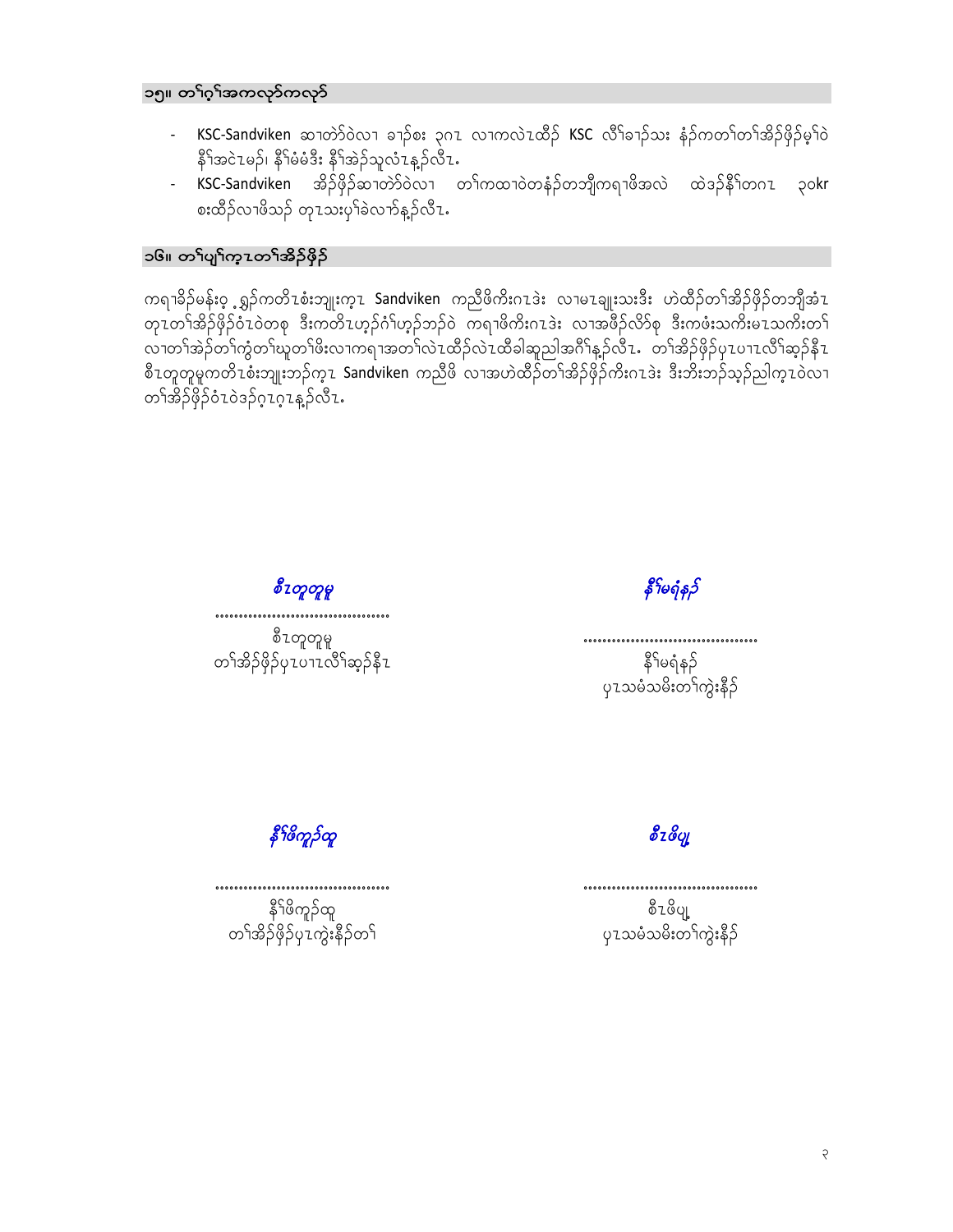## ၁၅။ တၢ်ဂ့ၢ်အကလှာ်ကလှာ်

- KSC-Sandviken ဆၢတဲာ်ဝဲလၢ ခၢဉ်စး ၃ဂၤ လၢကလဲၤထီဉ် KSC လံာ်ခၢဉ်သး နံဉ်ကတၢ်တၢ်အိဉ်ဖှိဉ်မ့ၢ်ဝဲ နီၢ်အဲၤမၣ်၊ နီၢ်မံဒီး နီၢ်အဲဉ်သူလံၤန့ၣ်လီၤ.
- KSC-Sandviken အိဉ်ဖှိဉ်ဆၢတဲာ်ဝဲလၢ တၢ်ကထၢဝဲတနံဉ်တဘျီကရၢဖိအလဲ ထဲဒၣ်နီၢ်တဂၤ ၃၀kr စးထီဉ်လၢဖိသၣ် တုၤသးပှၢ်ခဲလၢာ်န့ၣ်လီၤ.

## ၁၆။ တၢ်ပျၢ်ကွၤတၢ်အိဉ်ဖှိဉ်

ကရၢခိဉ်မန်းဝ့ ရှဉ်ကတိၤစံးဘျုးကွၤ Sandviken ကညီဖိကိးဂၤဒဲး လၢမၤချူးသးဒီး ဟဲထီဉ်တၢ်အိဉ်ဖှိဉ်တဘျီအံၤ တုၤတၢ်အိဉ်ဖှိဉ်ဝံၤဝဲတစု ဒီးကတိၤဟ့ဉ်ဂံၢ်ဟ့ဉ်ဘၣ်ဝဲ ကရၢဖိကိးဂၤဒဲး လၢအဖိဉ်လိဉ်စ့ ဒီးကဖံးသကိးမၤသကိးတၢ် လၢတၢ်အဲဉ်တၢ်ကွံတၢ်ဃုတၢ်ဖိးလၢကရၢအတၢ်လဲၤထီဉ်လဲၤထီခါဆူညါအဂီၢ်န့ၣ်လီၤ. တၢ်အိဉ်ဖှိဉ်ပှၤပၢၤလီၢ်ဆ့ၣ်နီၤ စီၤတူတူမူကတိၤစံးဘျုးဘၣ်ကွၤ Sandviken ကညီဖိ လၢအဟဲထီဉ်တၢ်အိဉ်ဖှိဉ်ကိးဂၤဒဲး ဒီးဘိးဘၣ်သ့ဉ်ညါကွၤဝဲလၢ တၢ်အိဉ်ဖှိဉ်ဝံၤဝဲဒဉ်ဂ့ၤဂ့ၤန့ၣ်လီၤ.

*စီၤတူတူမူ*

.........................................
စီၤတူတူမူ
တၢ်အိဉ်ဖှိဉ်ပှၤပၢၤလီၢ်ဆ့ၣ်နီၤ

*နီၢ်မရံနၣ်*

.........................................
နီၢ်မရံနၣ်
ပှၤသမံသမိးတၢ်ကွဲးနိဉ်

*နီၢ်ဖိကူဉ်ထူ*

.........................................
နီၢ်ဖိကူဉ်ထူ
တၢ်အိဉ်ဖှိဉ်ပှၤကွဲးနိဉ်တၢ်

*စီၤဖိပျ့*

.........................................
စီၤဖိပျ့
ပှၤသမံသမိးတၢ်ကွဲးနိဉ်